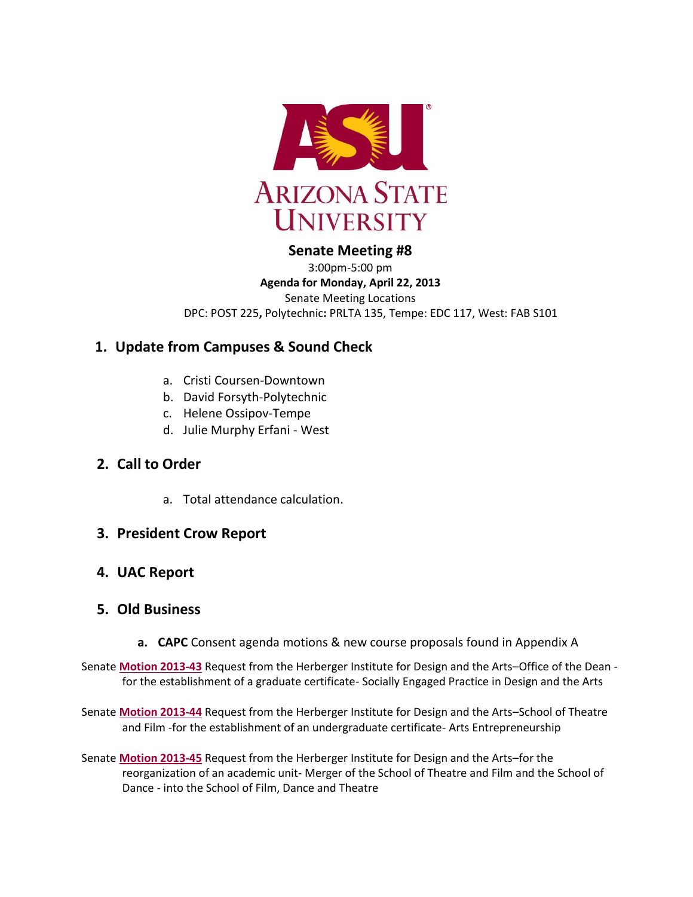ARIZONA STATE UNIVERSITY

# Senate Meeting #8

3:00pm-5:00 pm

**Agenda for Monday, April 22, 2013**

Senate Meeting Locations

DPC: POST 225**,** Polytechnic**:** PRLTA 135, Tempe: EDC 117, West: FAB S101

## 1. Update from Campuses & Sound Check

a. Cristi Coursen-Downtown
b. David Forsyth-Polytechnic
c. Helene Ossipov-Tempe
d. Julie Murphy Erfani - West

## 2. Call to Order

a. Total attendance calculation.

## 3. President Crow Report

## 4. UAC Report

## 5. Old Business

**a. CAPC** Consent agenda motions & new course proposals found in Appendix A

Senate **Motion 2013-43** Request from the Herberger Institute for Design and the Arts–Office of the Dean - for the establishment of a graduate certificate- Socially Engaged Practice in Design and the Arts

Senate **Motion 2013-44** Request from the Herberger Institute for Design and the Arts–School of Theatre and Film -for the establishment of an undergraduate certificate- Arts Entrepreneurship

Senate **Motion 2013-45** Request from the Herberger Institute for Design and the Arts–for the reorganization of an academic unit- Merger of the School of Theatre and Film and the School of Dance - into the School of Film, Dance and Theatre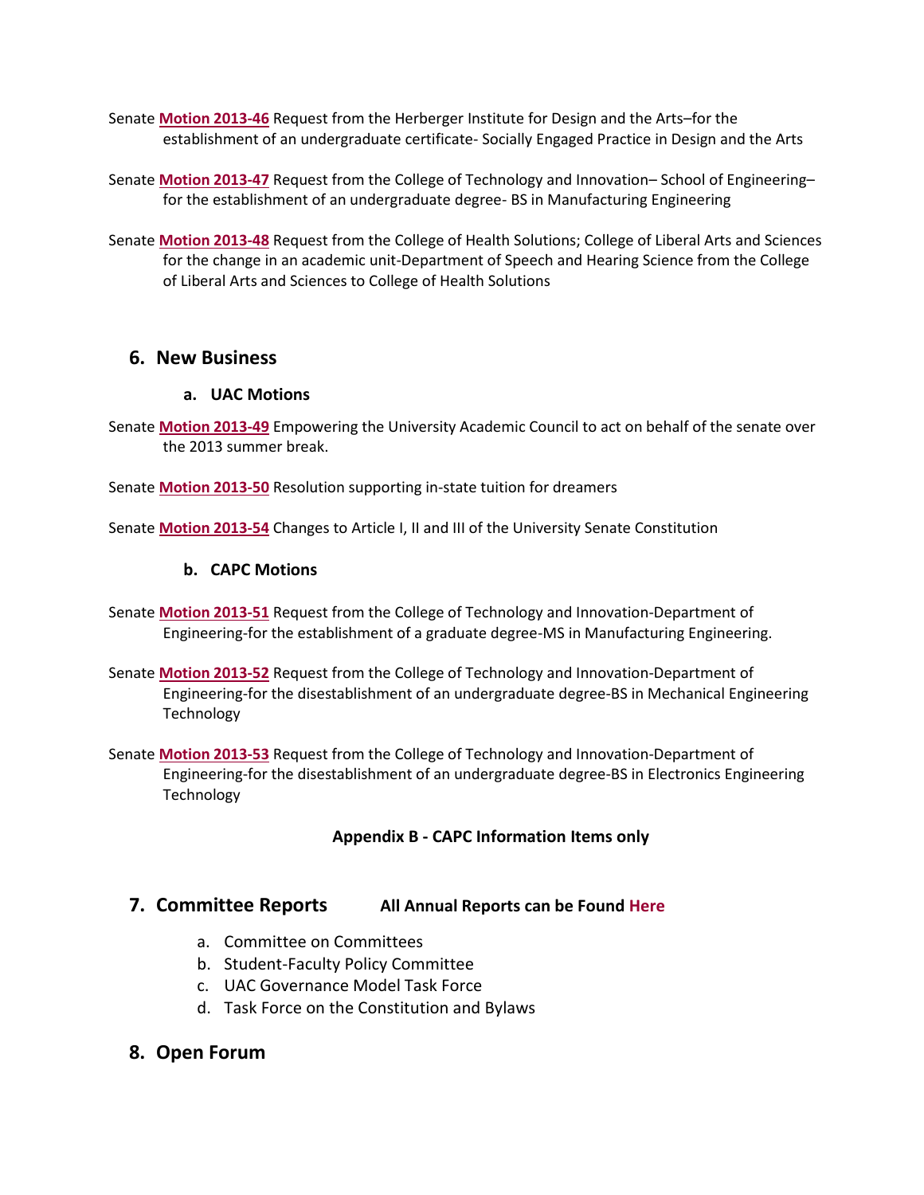Senate **Motion 2013-46** Request from the Herberger Institute for Design and the Arts–for the establishment of an undergraduate certificate- Socially Engaged Practice in Design and the Arts

Senate **Motion 2013-47** Request from the College of Technology and Innovation– School of Engineering– for the establishment of an undergraduate degree- BS in Manufacturing Engineering

Senate **Motion 2013-48** Request from the College of Health Solutions; College of Liberal Arts and Sciences for the change in an academic unit-Department of Speech and Hearing Science from the College of Liberal Arts and Sciences to College of Health Solutions

## 6. New Business

### a. UAC Motions

Senate **Motion 2013-49** Empowering the University Academic Council to act on behalf of the senate over the 2013 summer break.

Senate **Motion 2013-50** Resolution supporting in-state tuition for dreamers

Senate **Motion 2013-54** Changes to Article I, II and III of the University Senate Constitution

### b. CAPC Motions

Senate **Motion 2013-51** Request from the College of Technology and Innovation-Department of Engineering-for the establishment of a graduate degree-MS in Manufacturing Engineering.

Senate **Motion 2013-52** Request from the College of Technology and Innovation-Department of Engineering-for the disestablishment of an undergraduate degree-BS in Mechanical Engineering Technology

Senate **Motion 2013-53** Request from the College of Technology and Innovation-Department of Engineering-for the disestablishment of an undergraduate degree-BS in Electronics Engineering Technology

**Appendix B - CAPC Information Items only**

## 7. Committee Reports

**All Annual Reports can be Found Here**

a. Committee on Committees
b. Student-Faculty Policy Committee
c. UAC Governance Model Task Force
d. Task Force on the Constitution and Bylaws

## 8. Open Forum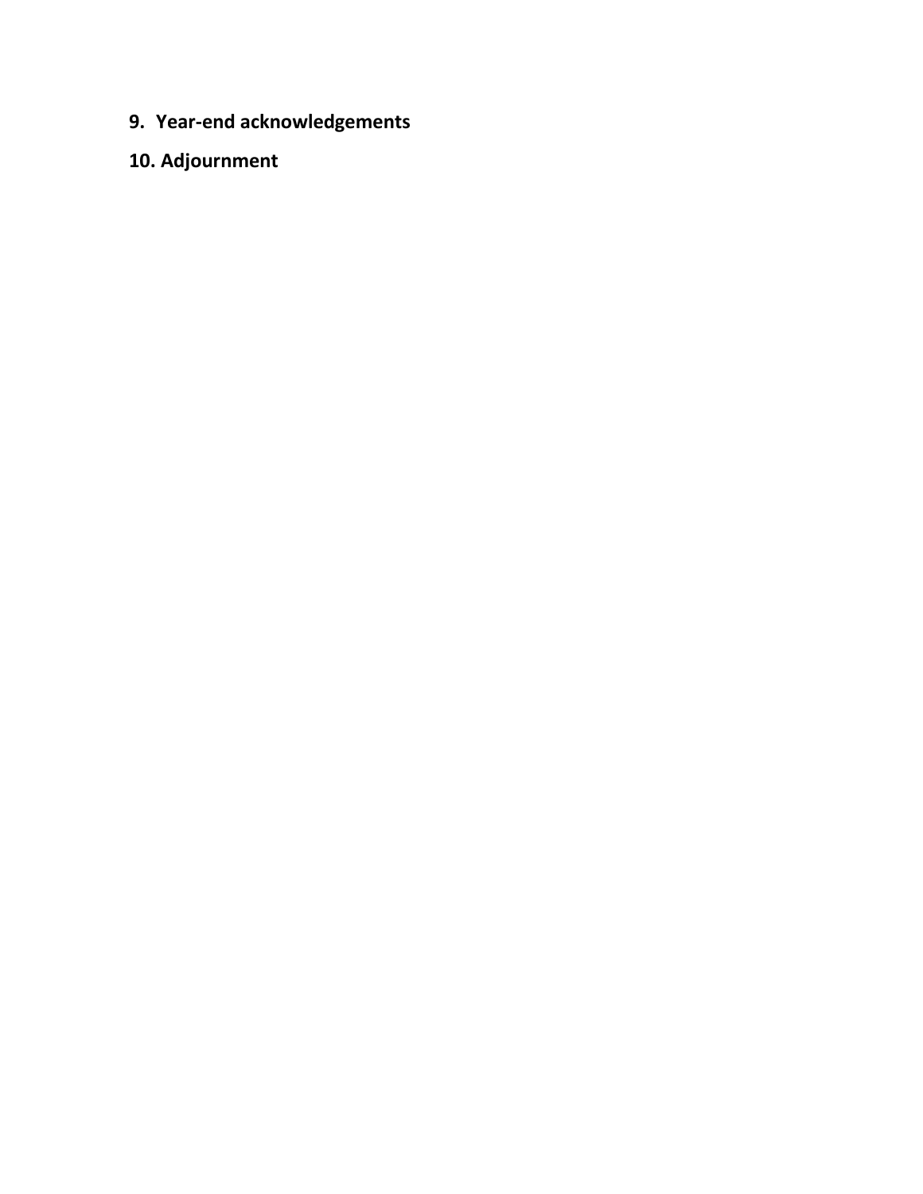9. **Year-end acknowledgements**

10. **Adjournment**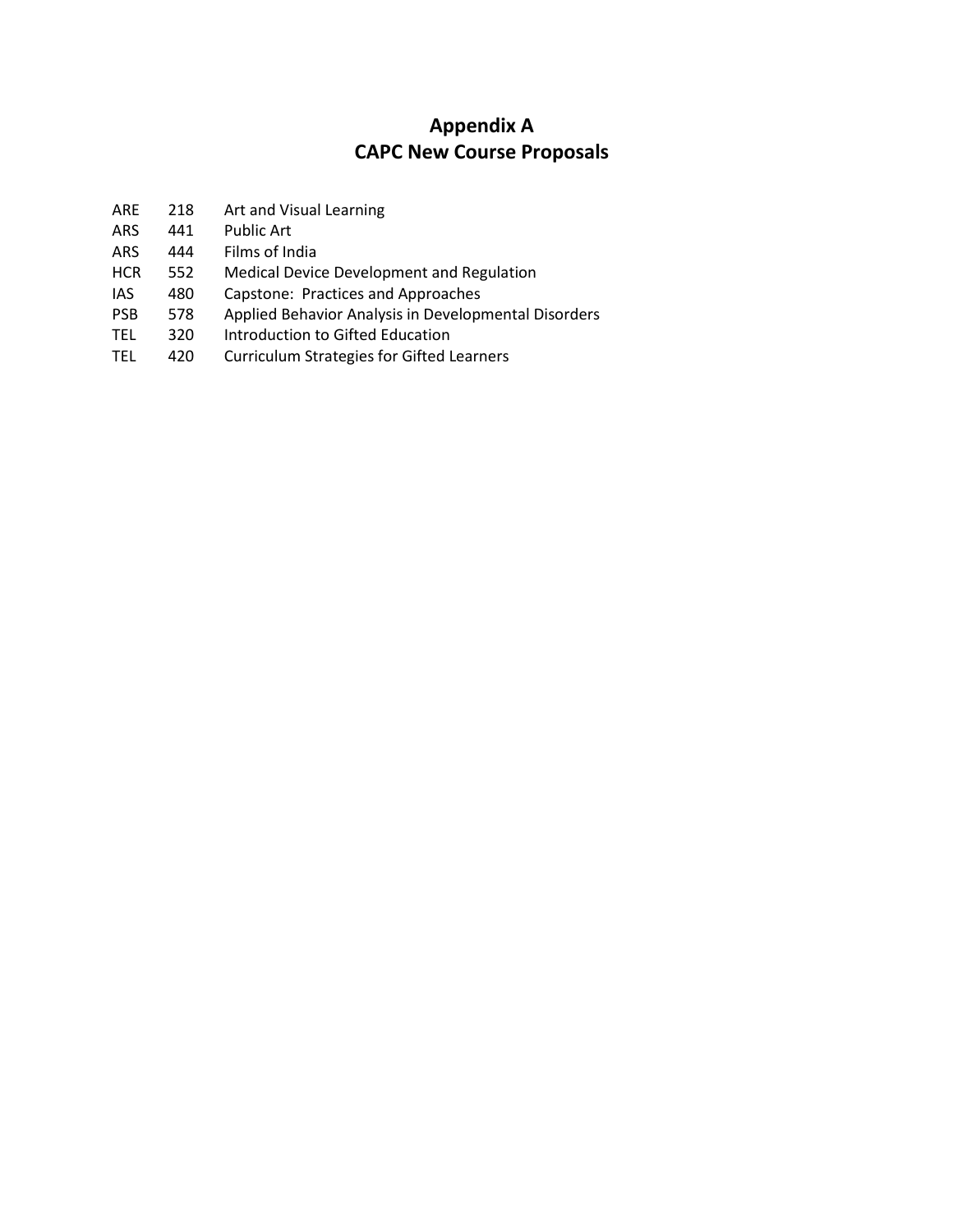# Appendix A
# CAPC New Course Proposals

| | | |
|---|---|---|
| ARE | 218 | Art and Visual Learning |
| ARS | 441 | Public Art |
| ARS | 444 | Films of India |
| HCR | 552 | Medical Device Development and Regulation |
| IAS | 480 | Capstone: Practices and Approaches |
| PSB | 578 | Applied Behavior Analysis in Developmental Disorders |
| TEL | 320 | Introduction to Gifted Education |
| TEL | 420 | Curriculum Strategies for Gifted Learners |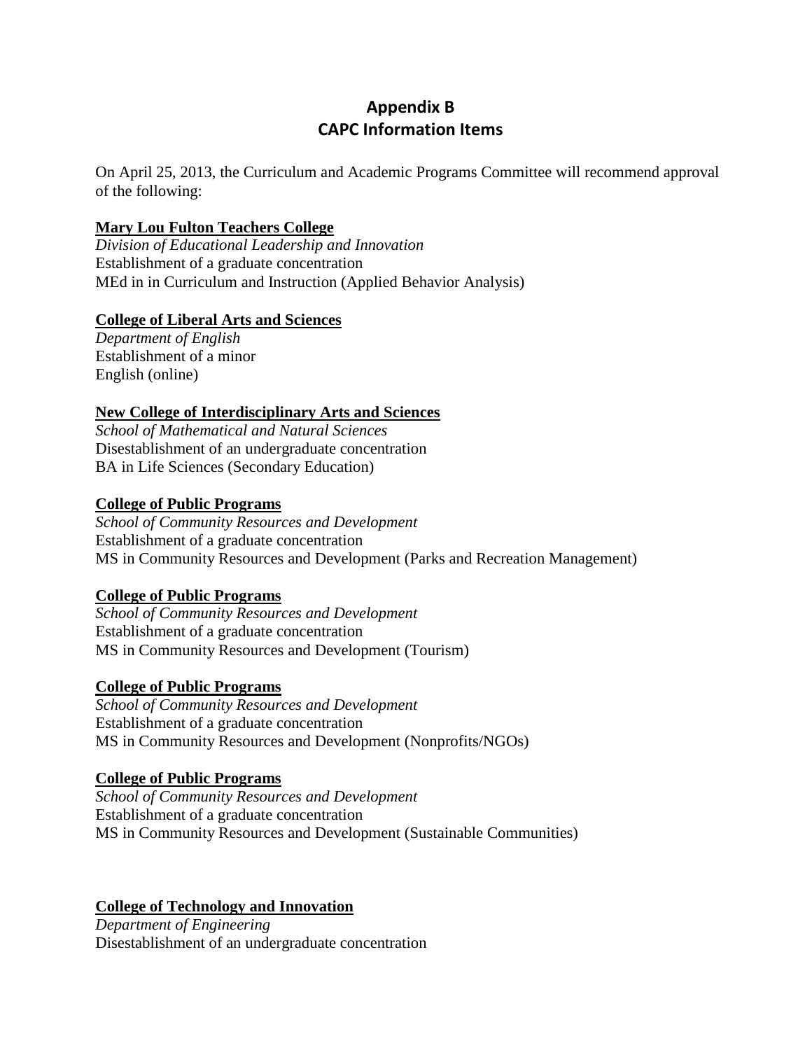# Appendix B
# CAPC Information Items

On April 25, 2013, the Curriculum and Academic Programs Committee will recommend approval of the following:

**Mary Lou Fulton Teachers College**
*Division of Educational Leadership and Innovation*
Establishment of a graduate concentration
MEd in in Curriculum and Instruction (Applied Behavior Analysis)

**College of Liberal Arts and Sciences**
*Department of English*
Establishment of a minor
English (online)

**New College of Interdisciplinary Arts and Sciences**
*School of Mathematical and Natural Sciences*
Disestablishment of an undergraduate concentration
BA in Life Sciences (Secondary Education)

**College of Public Programs**
*School of Community Resources and Development*
Establishment of a graduate concentration
MS in Community Resources and Development (Parks and Recreation Management)

**College of Public Programs**
*School of Community Resources and Development*
Establishment of a graduate concentration
MS in Community Resources and Development (Tourism)

**College of Public Programs**
*School of Community Resources and Development*
Establishment of a graduate concentration
MS in Community Resources and Development (Nonprofits/NGOs)

**College of Public Programs**
*School of Community Resources and Development*
Establishment of a graduate concentration
MS in Community Resources and Development (Sustainable Communities)

**College of Technology and Innovation**
*Department of Engineering*
Disestablishment of an undergraduate concentration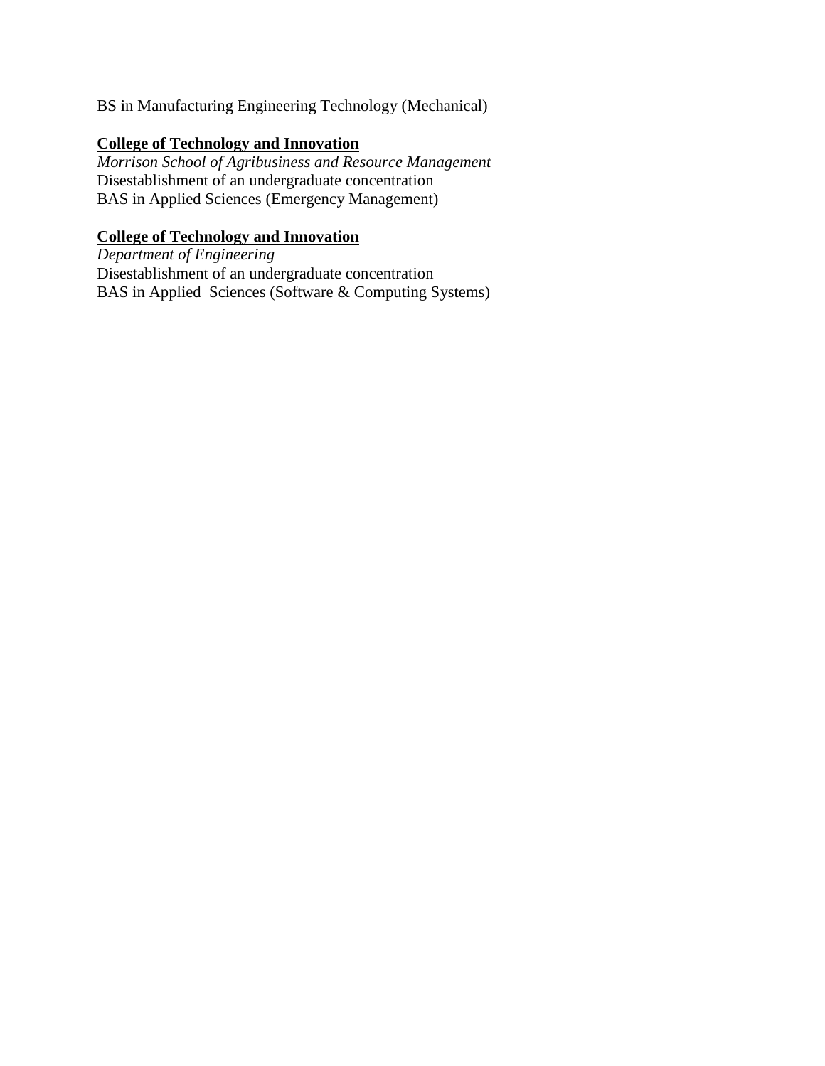BS in Manufacturing Engineering Technology (Mechanical)

**<u>College of Technology and Innovation</u>**
*Morrison School of Agribusiness and Resource Management*
Disestablishment of an undergraduate concentration
BAS in Applied Sciences (Emergency Management)

**<u>College of Technology and Innovation</u>**
*Department of Engineering*
Disestablishment of an undergraduate concentration
BAS in Applied  Sciences (Software & Computing Systems)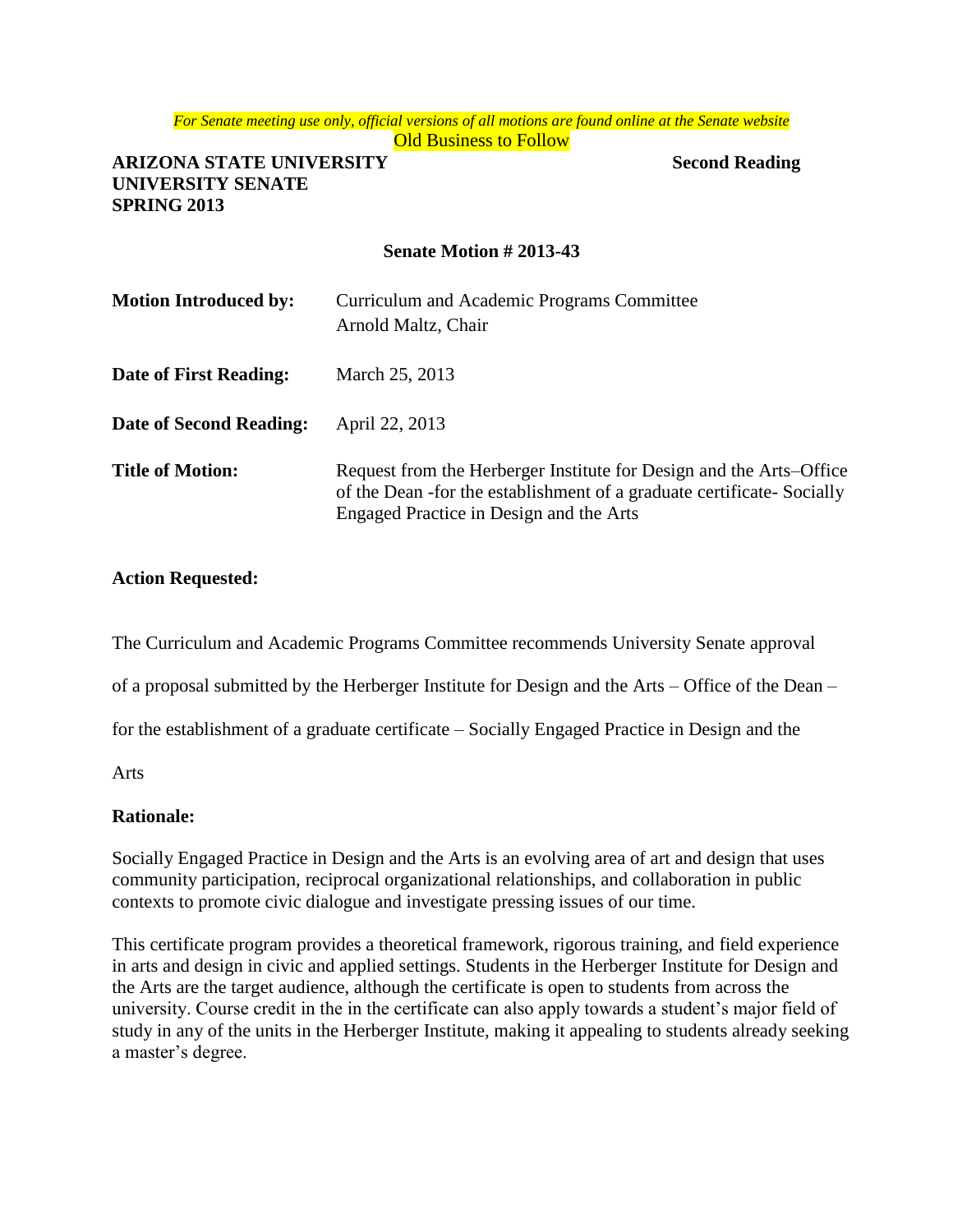*For Senate meeting use only, official versions of all motions are found online at the Senate website*

Old Business to Follow

**ARIZONA STATE UNIVERSITY** **Second Reading**
**UNIVERSITY SENATE**
**SPRING 2013**

**Senate Motion # 2013-43**

**Motion Introduced by:** Curriculum and Academic Programs Committee
Arnold Maltz, Chair

**Date of First Reading:** March 25, 2013

**Date of Second Reading:** April 22, 2013

**Title of Motion:** Request from the Herberger Institute for Design and the Arts–Office of the Dean -for the establishment of a graduate certificate- Socially Engaged Practice in Design and the Arts

**Action Requested:**

The Curriculum and Academic Programs Committee recommends University Senate approval of a proposal submitted by the Herberger Institute for Design and the Arts – Office of the Dean – for the establishment of a graduate certificate – Socially Engaged Practice in Design and the Arts

**Rationale:**

Socially Engaged Practice in Design and the Arts is an evolving area of art and design that uses community participation, reciprocal organizational relationships, and collaboration in public contexts to promote civic dialogue and investigate pressing issues of our time.

This certificate program provides a theoretical framework, rigorous training, and field experience in arts and design in civic and applied settings. Students in the Herberger Institute for Design and the Arts are the target audience, although the certificate is open to students from across the university. Course credit in the in the certificate can also apply towards a student's major field of study in any of the units in the Herberger Institute, making it appealing to students already seeking a master's degree.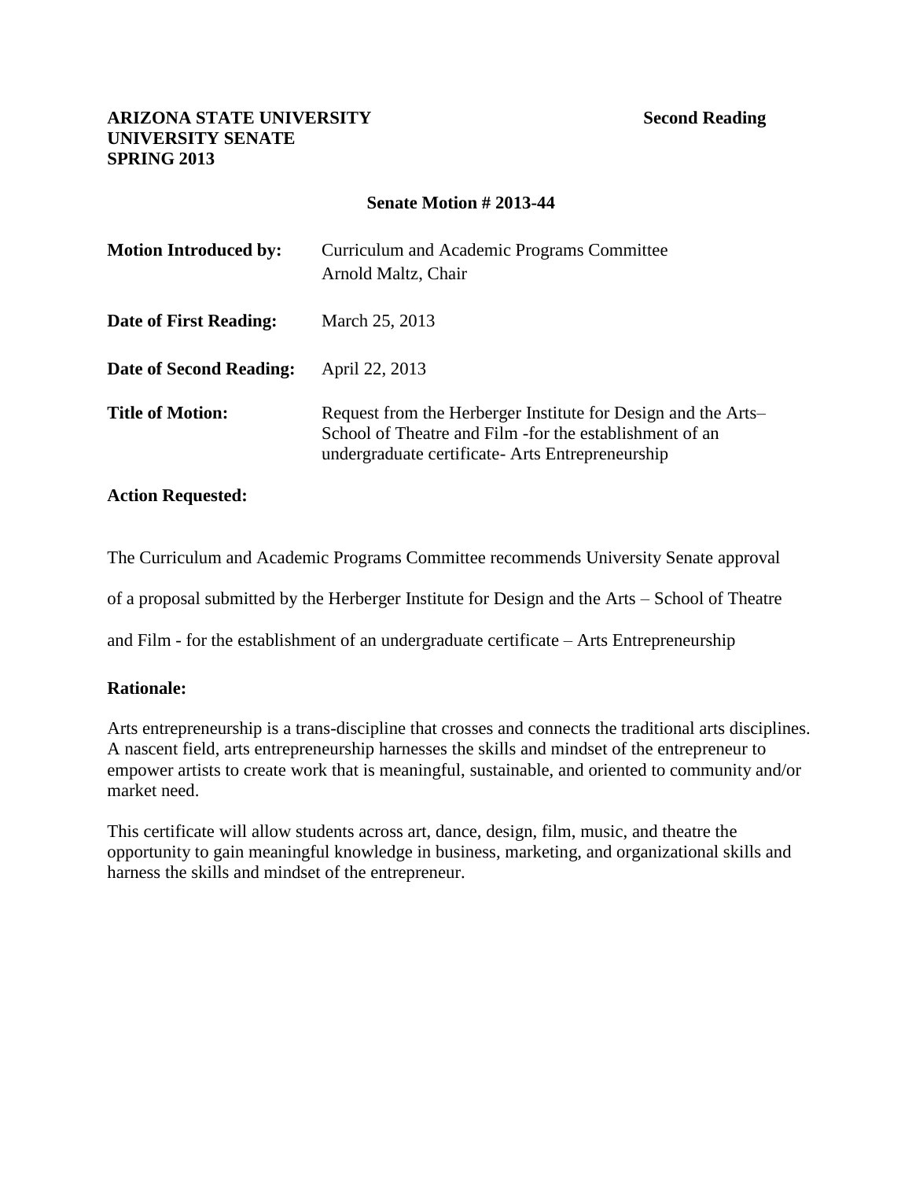**ARIZONA STATE UNIVERSITY**
**UNIVERSITY SENATE**
**SPRING 2013**

**Second Reading**

**Senate Motion # 2013-44**

| | |
|---|---|
| **Motion Introduced by:** | Curriculum and Academic Programs Committee<br>Arnold Maltz, Chair |
| **Date of First Reading:** | March 25, 2013 |
| **Date of Second Reading:** | April 22, 2013 |
| **Title of Motion:** | Request from the Herberger Institute for Design and the Arts– School of Theatre and Film -for the establishment of an undergraduate certificate- Arts Entrepreneurship |

**Action Requested:**

The Curriculum and Academic Programs Committee recommends University Senate approval of a proposal submitted by the Herberger Institute for Design and the Arts – School of Theatre and Film - for the establishment of an undergraduate certificate – Arts Entrepreneurship

**Rationale:**

Arts entrepreneurship is a trans-discipline that crosses and connects the traditional arts disciplines. A nascent field, arts entrepreneurship harnesses the skills and mindset of the entrepreneur to empower artists to create work that is meaningful, sustainable, and oriented to community and/or market need.

This certificate will allow students across art, dance, design, film, music, and theatre the opportunity to gain meaningful knowledge in business, marketing, and organizational skills and harness the skills and mindset of the entrepreneur.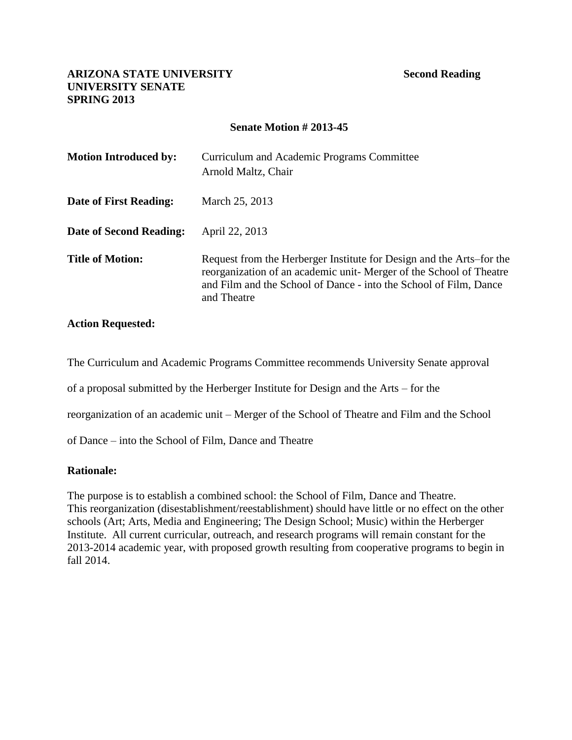**ARIZONA STATE UNIVERSITY** **Second Reading**
**UNIVERSITY SENATE**
**SPRING 2013**

**Senate Motion # 2013-45**

| | |
|---|---|
| **Motion Introduced by:** | Curriculum and Academic Programs Committee<br>Arnold Maltz, Chair |
| **Date of First Reading:** | March 25, 2013 |
| **Date of Second Reading:** | April 22, 2013 |
| **Title of Motion:** | Request from the Herberger Institute for Design and the Arts–for the reorganization of an academic unit- Merger of the School of Theatre and Film and the School of Dance - into the School of Film, Dance and Theatre |

**Action Requested:**

The Curriculum and Academic Programs Committee recommends University Senate approval of a proposal submitted by the Herberger Institute for Design and the Arts – for the reorganization of an academic unit – Merger of the School of Theatre and Film and the School of Dance – into the School of Film, Dance and Theatre

**Rationale:**

The purpose is to establish a combined school: the School of Film, Dance and Theatre. This reorganization (disestablishment/reestablishment) should have little or no effect on the other schools (Art; Arts, Media and Engineering; The Design School; Music) within the Herberger Institute. All current curricular, outreach, and research programs will remain constant for the 2013-2014 academic year, with proposed growth resulting from cooperative programs to begin in fall 2014.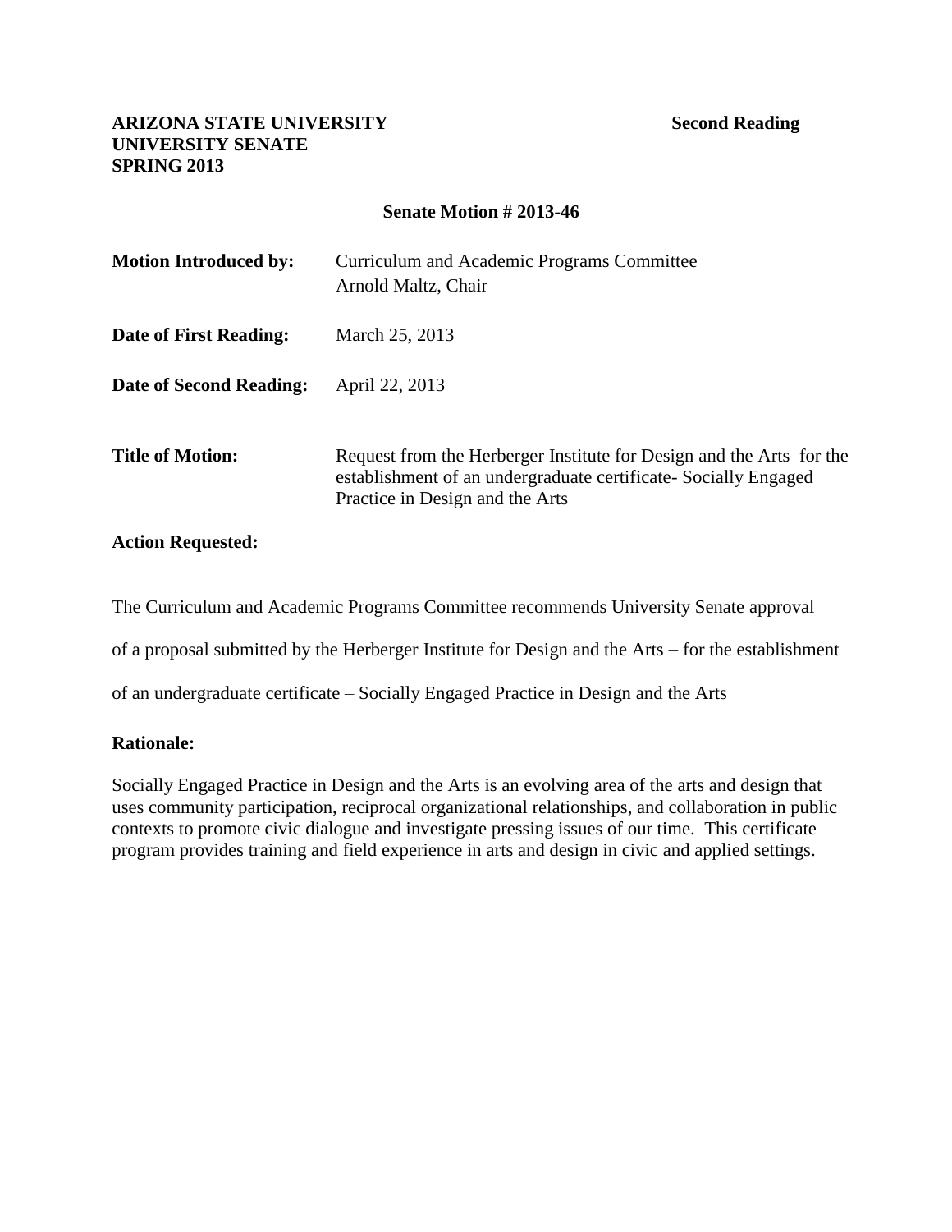**ARIZONA STATE UNIVERSITY** **Second Reading**
**UNIVERSITY SENATE**
**SPRING 2013**

**Senate Motion # 2013-46**

**Motion Introduced by:** Curriculum and Academic Programs Committee
Arnold Maltz, Chair

**Date of First Reading:** March 25, 2013

**Date of Second Reading:** April 22, 2013

**Title of Motion:** Request from the Herberger Institute for Design and the Arts–for the establishment of an undergraduate certificate- Socially Engaged Practice in Design and the Arts

**Action Requested:**

The Curriculum and Academic Programs Committee recommends University Senate approval of a proposal submitted by the Herberger Institute for Design and the Arts – for the establishment of an undergraduate certificate – Socially Engaged Practice in Design and the Arts

**Rationale:**

Socially Engaged Practice in Design and the Arts is an evolving area of the arts and design that uses community participation, reciprocal organizational relationships, and collaboration in public contexts to promote civic dialogue and investigate pressing issues of our time. This certificate program provides training and field experience in arts and design in civic and applied settings.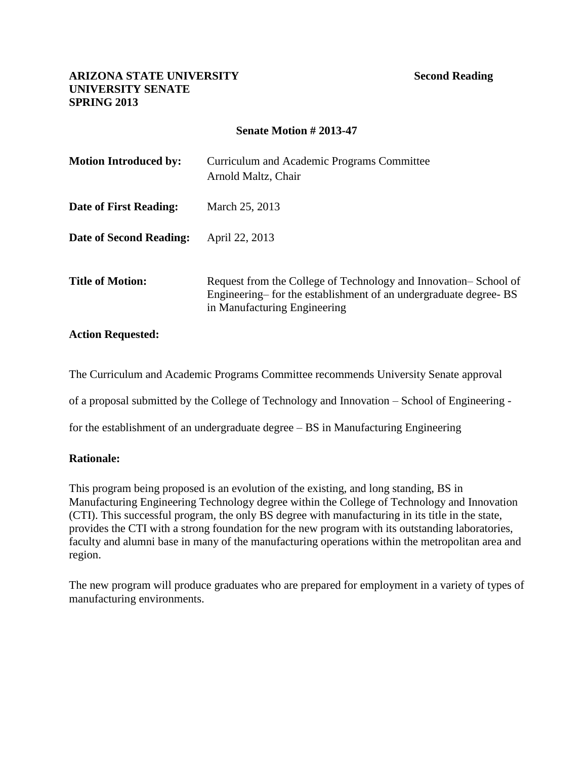**ARIZONA STATE UNIVERSITY** **Second Reading**
**UNIVERSITY SENATE**
**SPRING 2013**

**Senate Motion # 2013-47**

| | |
|---|---|
| **Motion Introduced by:** | Curriculum and Academic Programs Committee<br>Arnold Maltz, Chair |
| **Date of First Reading:** | March 25, 2013 |
| **Date of Second Reading:** | April 22, 2013 |
| **Title of Motion:** | Request from the College of Technology and Innovation– School of Engineering– for the establishment of an undergraduate degree- BS in Manufacturing Engineering |

**Action Requested:**

The Curriculum and Academic Programs Committee recommends University Senate approval of a proposal submitted by the College of Technology and Innovation – School of Engineering - for the establishment of an undergraduate degree – BS in Manufacturing Engineering

**Rationale:**

This program being proposed is an evolution of the existing, and long standing, BS in Manufacturing Engineering Technology degree within the College of Technology and Innovation (CTI). This successful program, the only BS degree with manufacturing in its title in the state, provides the CTI with a strong foundation for the new program with its outstanding laboratories, faculty and alumni base in many of the manufacturing operations within the metropolitan area and region.

The new program will produce graduates who are prepared for employment in a variety of types of manufacturing environments.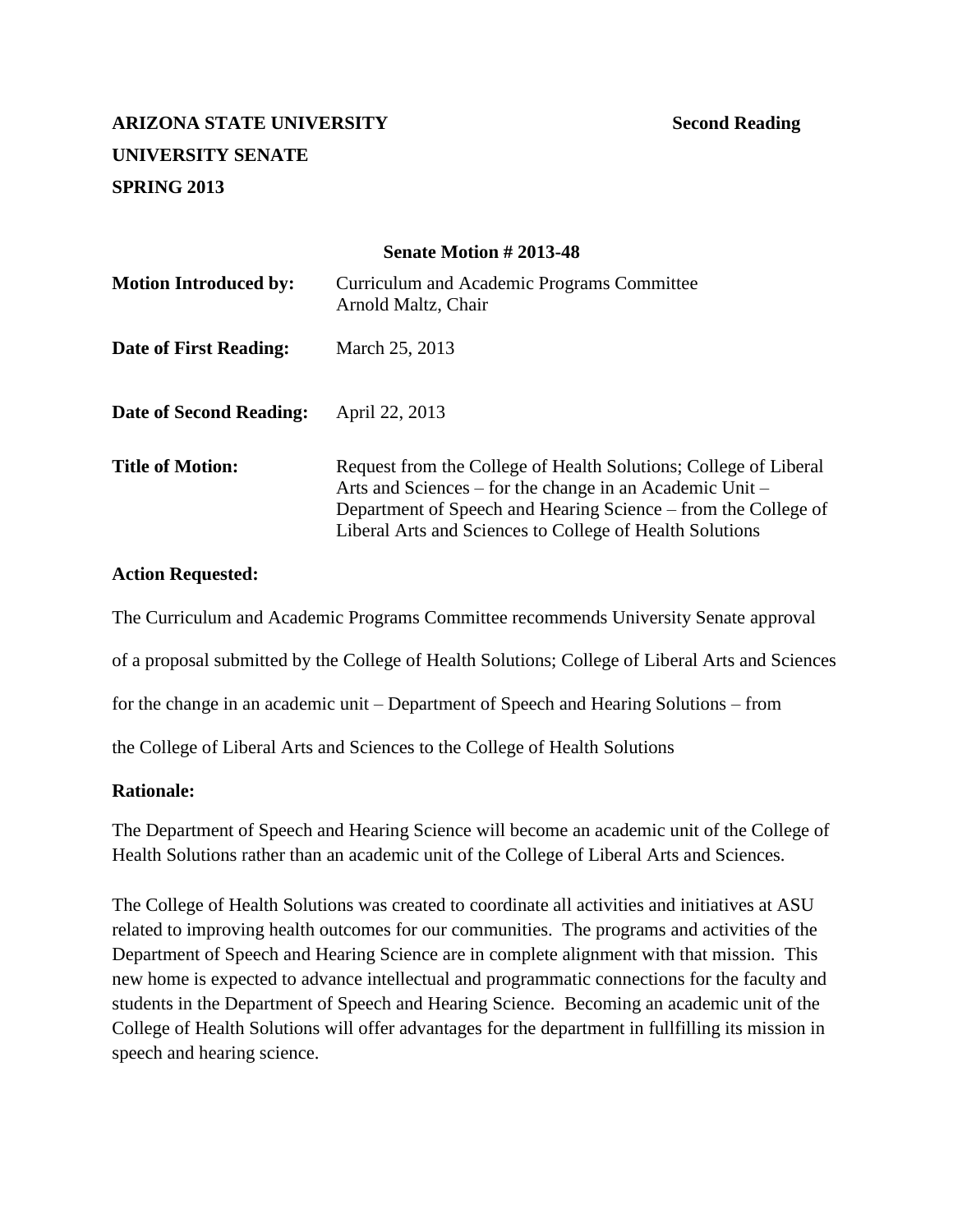**ARIZONA STATE UNIVERSITY** **Second Reading**

**UNIVERSITY SENATE**

**SPRING 2013**

**Senate Motion # 2013-48**

**Motion Introduced by:** Curriculum and Academic Programs Committee
Arnold Maltz, Chair

**Date of First Reading:** March 25, 2013

**Date of Second Reading:** April 22, 2013

**Title of Motion:** Request from the College of Health Solutions; College of Liberal Arts and Sciences – for the change in an Academic Unit – Department of Speech and Hearing Science – from the College of Liberal Arts and Sciences to College of Health Solutions

**Action Requested:**

The Curriculum and Academic Programs Committee recommends University Senate approval of a proposal submitted by the College of Health Solutions; College of Liberal Arts and Sciences for the change in an academic unit – Department of Speech and Hearing Solutions – from the College of Liberal Arts and Sciences to the College of Health Solutions

**Rationale:**

The Department of Speech and Hearing Science will become an academic unit of the College of Health Solutions rather than an academic unit of the College of Liberal Arts and Sciences.

The College of Health Solutions was created to coordinate all activities and initiatives at ASU related to improving health outcomes for our communities. The programs and activities of the Department of Speech and Hearing Science are in complete alignment with that mission. This new home is expected to advance intellectual and programmatic connections for the faculty and students in the Department of Speech and Hearing Science. Becoming an academic unit of the College of Health Solutions will offer advantages for the department in fullfilling its mission in speech and hearing science.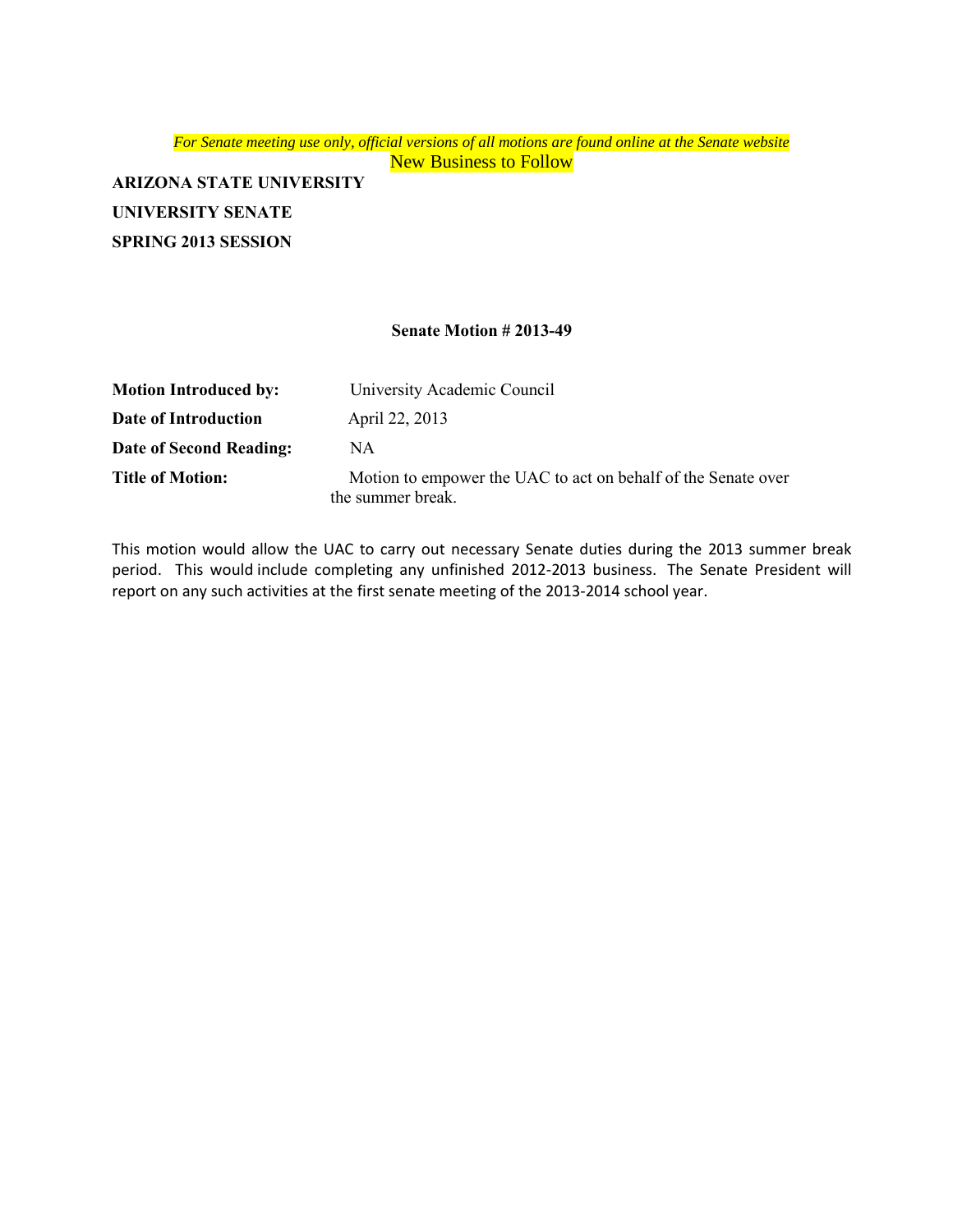*For Senate meeting use only, official versions of all motions are found online at the Senate website*

New Business to Follow

**ARIZONA STATE UNIVERSITY**

**UNIVERSITY SENATE**

**SPRING 2013 SESSION**

**Senate Motion # 2013-49**

| | |
|---|---|
| **Motion Introduced by:** | University Academic Council |
| **Date of Introduction** | April 22, 2013 |
| **Date of Second Reading:** | NA |
| **Title of Motion:** | Motion to empower the UAC to act on behalf of the Senate over the summer break. |

This motion would allow the UAC to carry out necessary Senate duties during the 2013 summer break period. This would include completing any unfinished 2012-2013 business. The Senate President will report on any such activities at the first senate meeting of the 2013-2014 school year.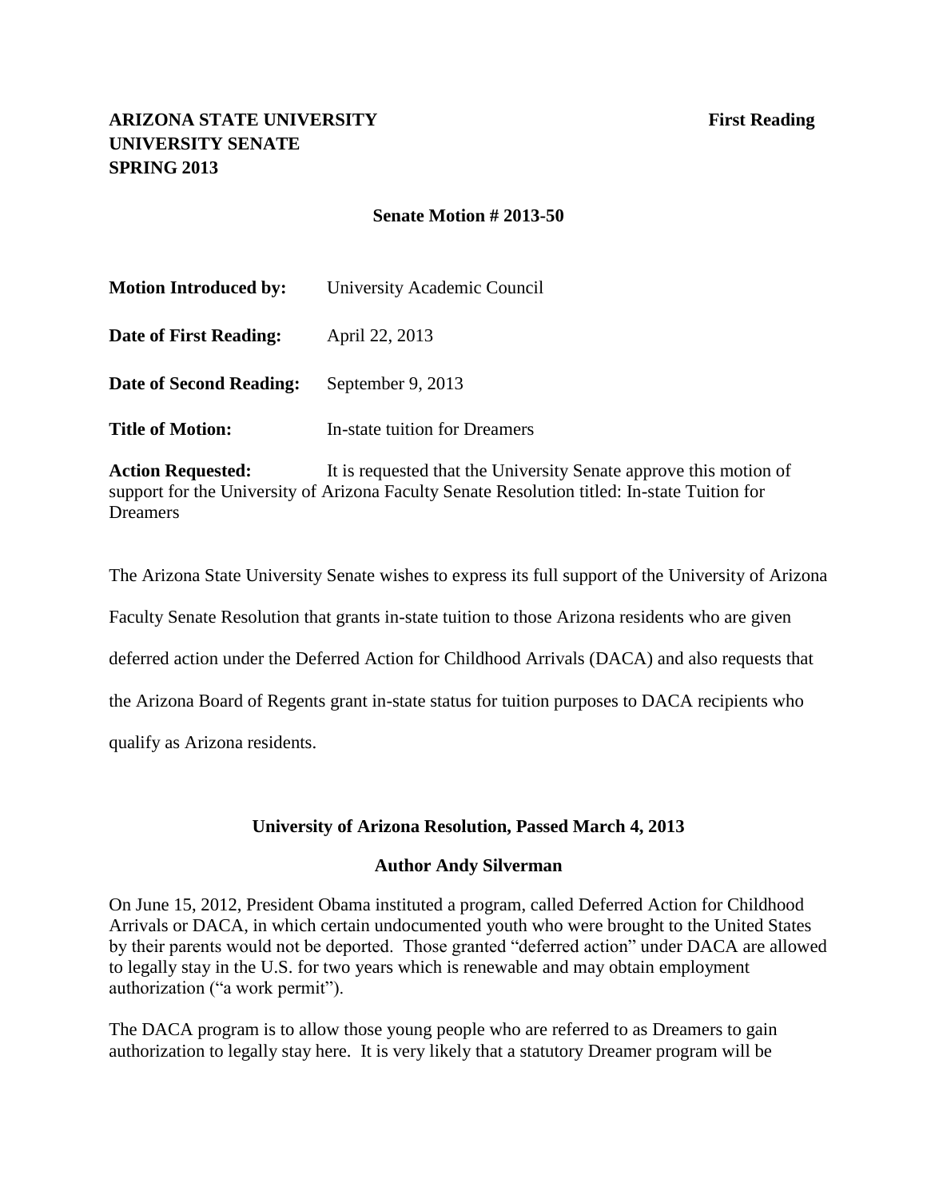**ARIZONA STATE UNIVERSITY** **First Reading**
**UNIVERSITY SENATE**
**SPRING 2013**

**Senate Motion # 2013-50**

**Motion Introduced by:** University Academic Council

**Date of First Reading:** April 22, 2013

**Date of Second Reading:** September 9, 2013

**Title of Motion:** In-state tuition for Dreamers

**Action Requested:** It is requested that the University Senate approve this motion of support for the University of Arizona Faculty Senate Resolution titled: In-state Tuition for Dreamers

The Arizona State University Senate wishes to express its full support of the University of Arizona Faculty Senate Resolution that grants in-state tuition to those Arizona residents who are given deferred action under the Deferred Action for Childhood Arrivals (DACA) and also requests that the Arizona Board of Regents grant in-state status for tuition purposes to DACA recipients who qualify as Arizona residents.

**University of Arizona Resolution, Passed March 4, 2013**

**Author Andy Silverman**

On June 15, 2012, President Obama instituted a program, called Deferred Action for Childhood Arrivals or DACA, in which certain undocumented youth who were brought to the United States by their parents would not be deported. Those granted "deferred action" under DACA are allowed to legally stay in the U.S. for two years which is renewable and may obtain employment authorization ("a work permit").

The DACA program is to allow those young people who are referred to as Dreamers to gain authorization to legally stay here. It is very likely that a statutory Dreamer program will be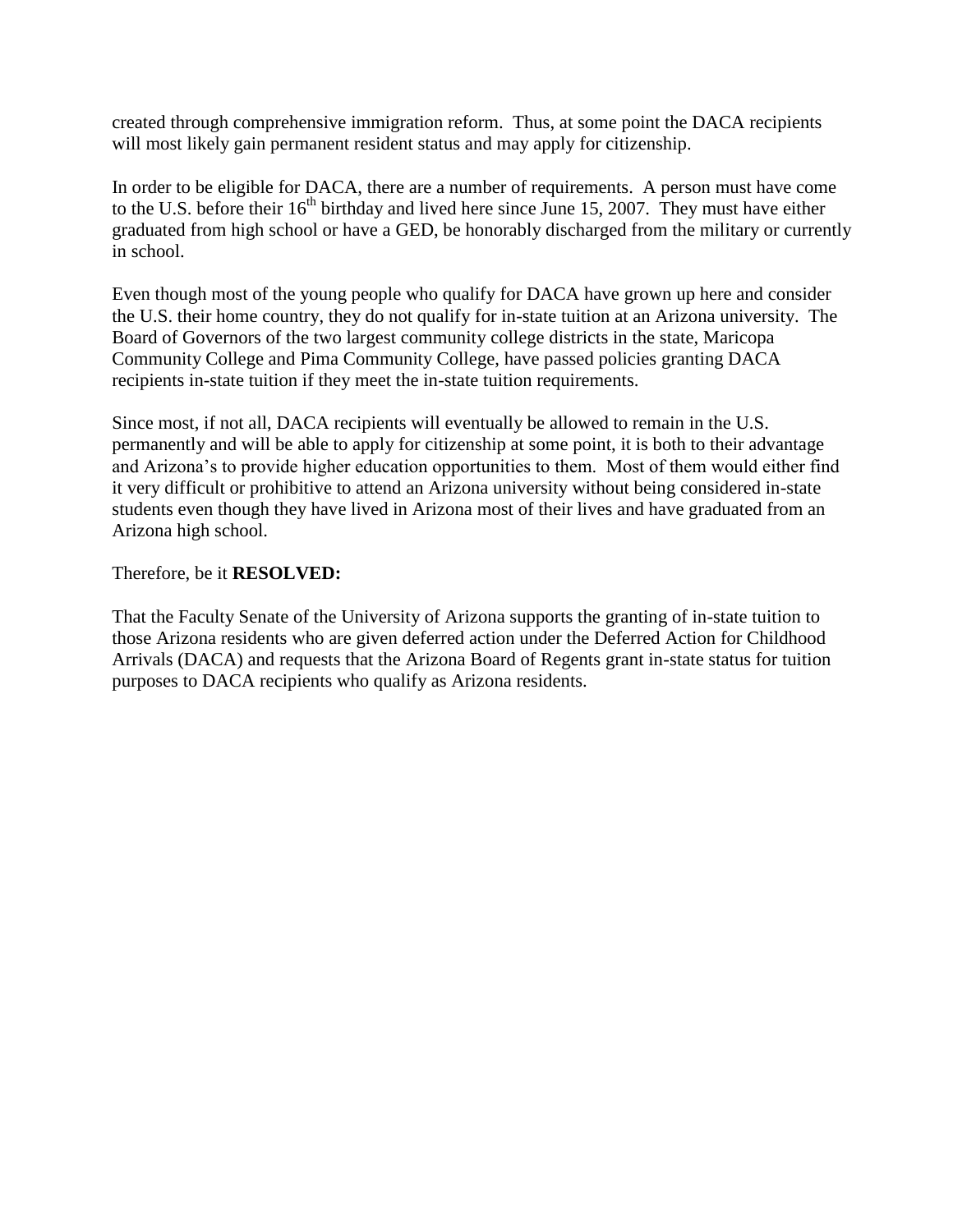created through comprehensive immigration reform. Thus, at some point the DACA recipients will most likely gain permanent resident status and may apply for citizenship.

In order to be eligible for DACA, there are a number of requirements. A person must have come to the U.S. before their 16th birthday and lived here since June 15, 2007. They must have either graduated from high school or have a GED, be honorably discharged from the military or currently in school.

Even though most of the young people who qualify for DACA have grown up here and consider the U.S. their home country, they do not qualify for in-state tuition at an Arizona university. The Board of Governors of the two largest community college districts in the state, Maricopa Community College and Pima Community College, have passed policies granting DACA recipients in-state tuition if they meet the in-state tuition requirements.

Since most, if not all, DACA recipients will eventually be allowed to remain in the U.S. permanently and will be able to apply for citizenship at some point, it is both to their advantage and Arizona's to provide higher education opportunities to them. Most of them would either find it very difficult or prohibitive to attend an Arizona university without being considered in-state students even though they have lived in Arizona most of their lives and have graduated from an Arizona high school.

Therefore, be it **RESOLVED:**

That the Faculty Senate of the University of Arizona supports the granting of in-state tuition to those Arizona residents who are given deferred action under the Deferred Action for Childhood Arrivals (DACA) and requests that the Arizona Board of Regents grant in-state status for tuition purposes to DACA recipients who qualify as Arizona residents.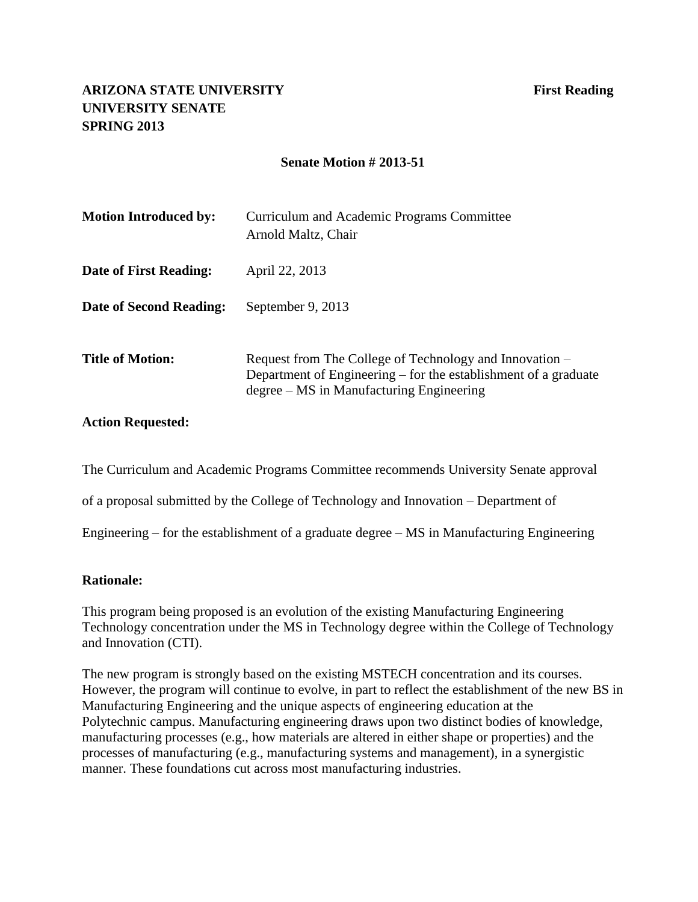**ARIZONA STATE UNIVERSITY** **First Reading**
**UNIVERSITY SENATE**
**SPRING 2013**

**Senate Motion # 2013-51**

| | |
|---|---|
| **Motion Introduced by:** | Curriculum and Academic Programs Committee<br>Arnold Maltz, Chair |
| **Date of First Reading:** | April 22, 2013 |
| **Date of Second Reading:** | September 9, 2013 |
| **Title of Motion:** | Request from The College of Technology and Innovation – Department of Engineering – for the establishment of a graduate degree – MS in Manufacturing Engineering |

**Action Requested:**

The Curriculum and Academic Programs Committee recommends University Senate approval of a proposal submitted by the College of Technology and Innovation – Department of Engineering – for the establishment of a graduate degree – MS in Manufacturing Engineering

**Rationale:**

This program being proposed is an evolution of the existing Manufacturing Engineering Technology concentration under the MS in Technology degree within the College of Technology and Innovation (CTI).

The new program is strongly based on the existing MSTECH concentration and its courses. However, the program will continue to evolve, in part to reflect the establishment of the new BS in Manufacturing Engineering and the unique aspects of engineering education at the Polytechnic campus. Manufacturing engineering draws upon two distinct bodies of knowledge, manufacturing processes (e.g., how materials are altered in either shape or properties) and the processes of manufacturing (e.g., manufacturing systems and management), in a synergistic manner. These foundations cut across most manufacturing industries.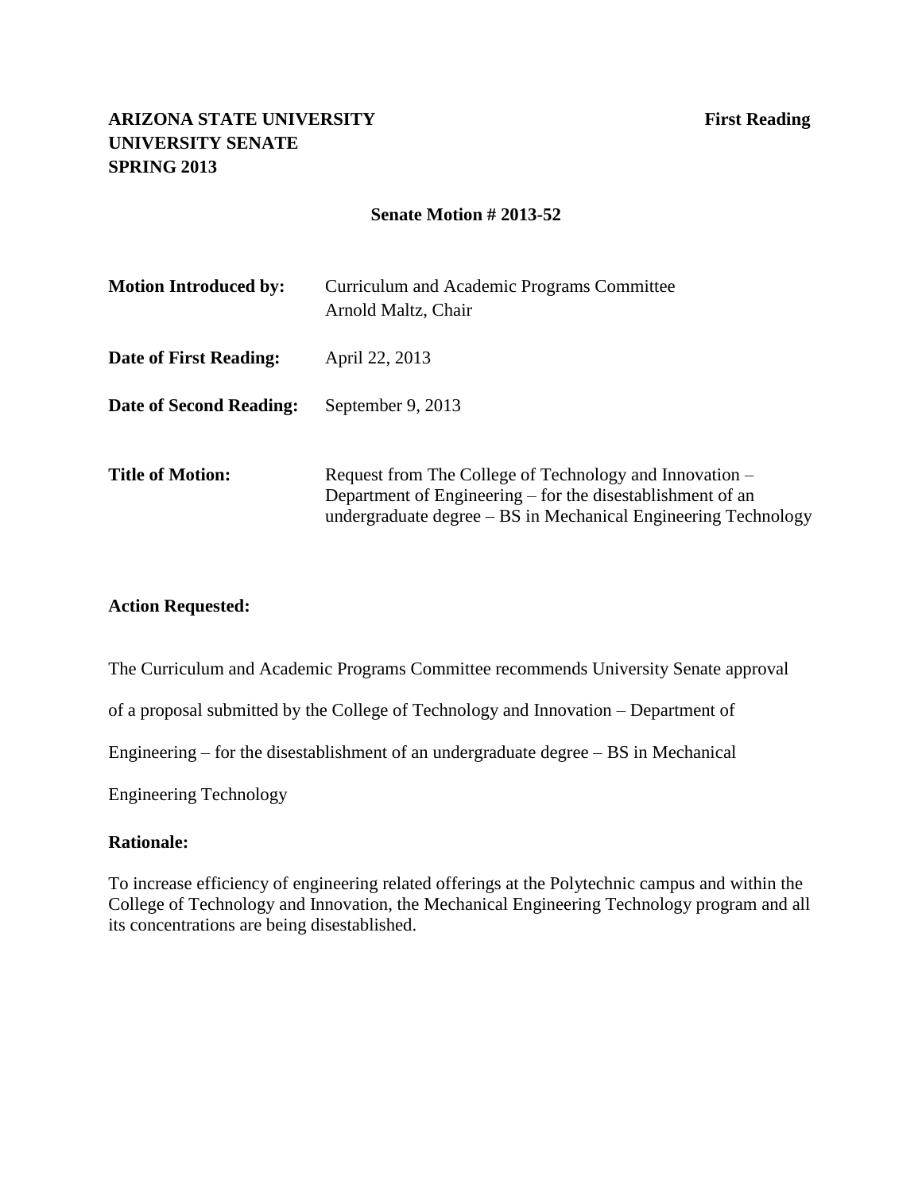**ARIZONA STATE UNIVERSITY** **First Reading**
**UNIVERSITY SENATE**
**SPRING 2013**

**Senate Motion # 2013-52**

| | |
|---|---|
| **Motion Introduced by:** | Curriculum and Academic Programs Committee<br>Arnold Maltz, Chair |
| **Date of First Reading:** | April 22, 2013 |
| **Date of Second Reading:** | September 9, 2013 |
| **Title of Motion:** | Request from The College of Technology and Innovation – Department of Engineering – for the disestablishment of an undergraduate degree – BS in Mechanical Engineering Technology |

**Action Requested:**

The Curriculum and Academic Programs Committee recommends University Senate approval of a proposal submitted by the College of Technology and Innovation – Department of Engineering – for the disestablishment of an undergraduate degree – BS in Mechanical Engineering Technology

**Rationale:**

To increase efficiency of engineering related offerings at the Polytechnic campus and within the College of Technology and Innovation, the Mechanical Engineering Technology program and all its concentrations are being disestablished.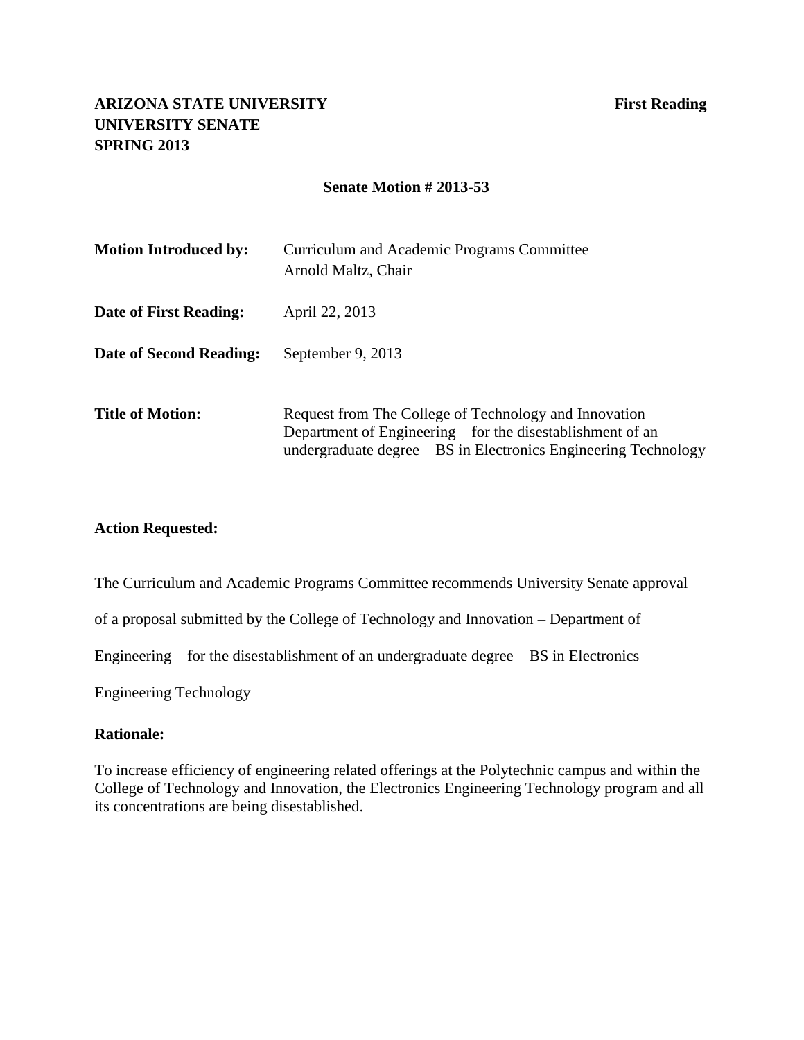**ARIZONA STATE UNIVERSITY**
**UNIVERSITY SENATE**
**SPRING 2013**

**First Reading**

**Senate Motion # 2013-53**

| | |
|---|---|
| **Motion Introduced by:** | Curriculum and Academic Programs Committee<br>Arnold Maltz, Chair |
| **Date of First Reading:** | April 22, 2013 |
| **Date of Second Reading:** | September 9, 2013 |
| **Title of Motion:** | Request from The College of Technology and Innovation – Department of Engineering – for the disestablishment of an undergraduate degree – BS in Electronics Engineering Technology |

**Action Requested:**

The Curriculum and Academic Programs Committee recommends University Senate approval of a proposal submitted by the College of Technology and Innovation – Department of Engineering – for the disestablishment of an undergraduate degree – BS in Electronics Engineering Technology

**Rationale:**

To increase efficiency of engineering related offerings at the Polytechnic campus and within the College of Technology and Innovation, the Electronics Engineering Technology program and all its concentrations are being disestablished.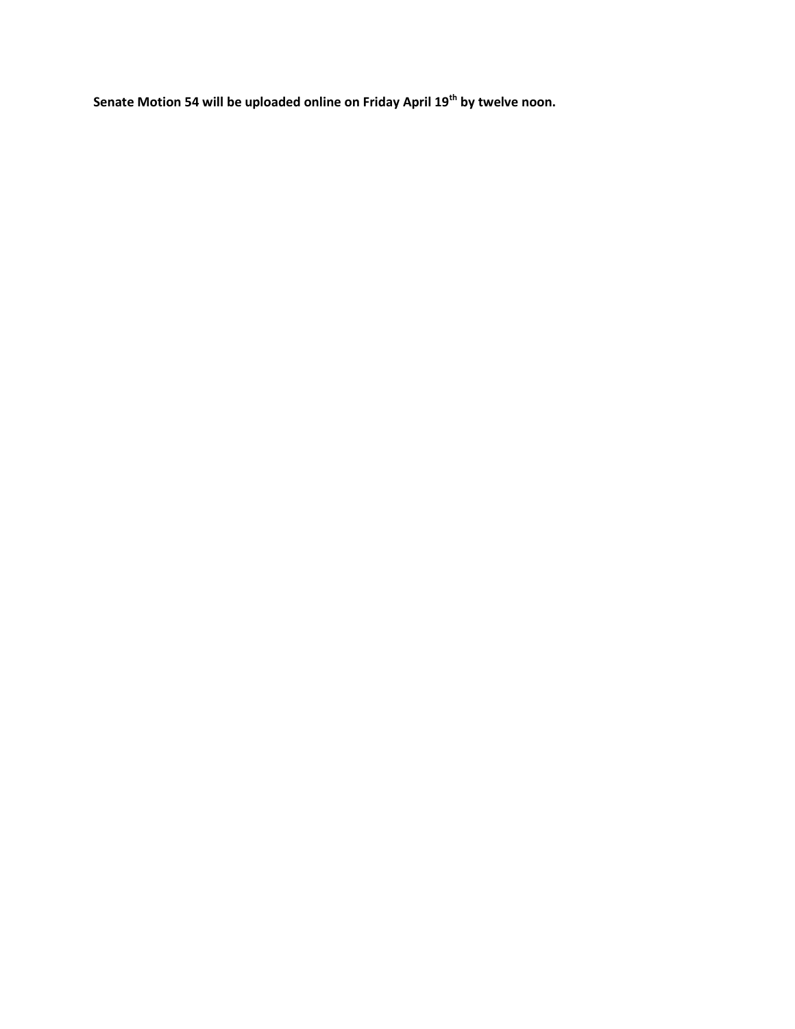**Senate Motion 54 will be uploaded online on Friday April 19th by twelve noon.**